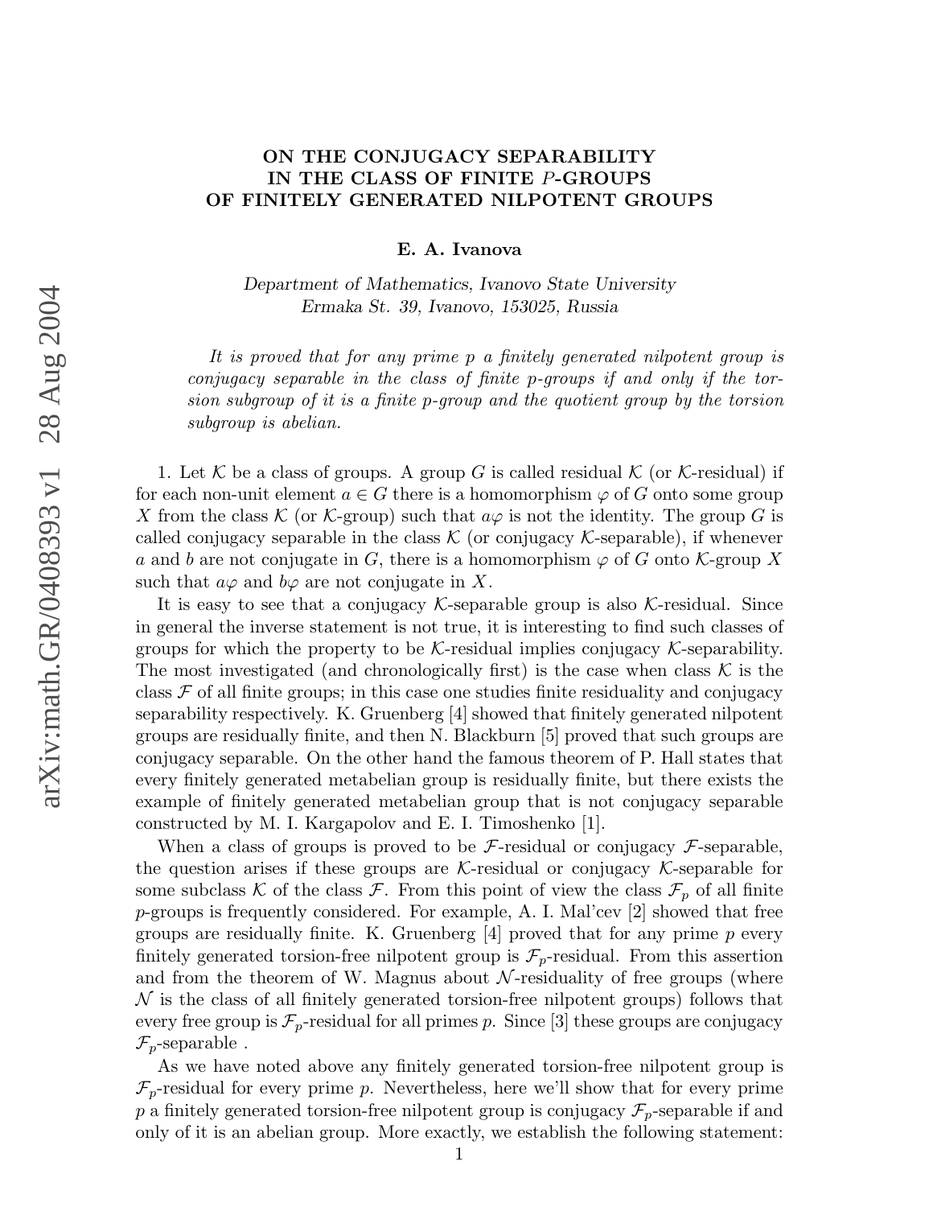# ON THE CONJUGACY SEPARABILITY IN THE CLASS OF FINITE $P$-GROUPS OF FINITELY GENERATED NILPOTENT GROUPS

**E. A. Ivanova**

*Department of Mathematics, Ivanovo State University*
*Ermaka St. 39, Ivanovo, 153025, Russia*

*It is proved that for any prime p a finitely generated nilpotent group is conjugacy separable in the class of finite p-groups if and only if the torsion subgroup of it is a finite p-group and the quotient group by the torsion subgroup is abelian.*

1. Let $\mathcal{K}$ be a class of groups. A group $G$ is called residual $\mathcal{K}$ (or $\mathcal{K}$-residual) if for each non-unit element $a \in G$ there is a homomorphism $\varphi$ of $G$ onto some group $X$ from the class $\mathcal{K}$ (or $\mathcal{K}$-group) such that $a\varphi$ is not the identity. The group $G$ is called conjugacy separable in the class $\mathcal{K}$ (or conjugacy $\mathcal{K}$-separable), if whenever $a$ and $b$ are not conjugate in $G$, there is a homomorphism $\varphi$ of $G$ onto $\mathcal{K}$-group $X$ such that $a\varphi$ and $b\varphi$ are not conjugate in $X$.

It is easy to see that a conjugacy $\mathcal{K}$-separable group is also $\mathcal{K}$-residual. Since in general the inverse statement is not true, it is interesting to find such classes of groups for which the property to be $\mathcal{K}$-residual implies conjugacy $\mathcal{K}$-separability. The most investigated (and chronologically first) is the case when class $\mathcal{K}$ is the class $\mathcal{F}$ of all finite groups; in this case one studies finite residuality and conjugacy separability respectively. K. Gruenberg [4] showed that finitely generated nilpotent groups are residually finite, and then N. Blackburn [5] proved that such groups are conjugacy separable. On the other hand the famous theorem of P. Hall states that every finitely generated metabelian group is residually finite, but there exists the example of finitely generated metabelian group that is not conjugacy separable constructed by M. I. Kargapolov and E. I. Timoshenko [1].

When a class of groups is proved to be $\mathcal{F}$-residual or conjugacy $\mathcal{F}$-separable, the question arises if these groups are $\mathcal{K}$-residual or conjugacy $\mathcal{K}$-separable for some subclass $\mathcal{K}$ of the class $\mathcal{F}$. From this point of view the class $\mathcal{F}_p$ of all finite $p$-groups is frequently considered. For example, A. I. Mal'cev [2] showed that free groups are residually finite. K. Gruenberg [4] proved that for any prime $p$ every finitely generated torsion-free nilpotent group is $\mathcal{F}_p$-residual. From this assertion and from the theorem of W. Magnus about $\mathcal{N}$-residuality of free groups (where $\mathcal{N}$ is the class of all finitely generated torsion-free nilpotent groups) follows that every free group is $\mathcal{F}_p$-residual for all primes $p$. Since [3] these groups are conjugacy $\mathcal{F}_p$-separable .

As we have noted above any finitely generated torsion-free nilpotent group is $\mathcal{F}_p$-residual for every prime $p$. Nevertheless, here we'll show that for every prime $p$ a finitely generated torsion-free nilpotent group is conjugacy $\mathcal{F}_p$-separable if and only of it is an abelian group. More exactly, we establish the following statement: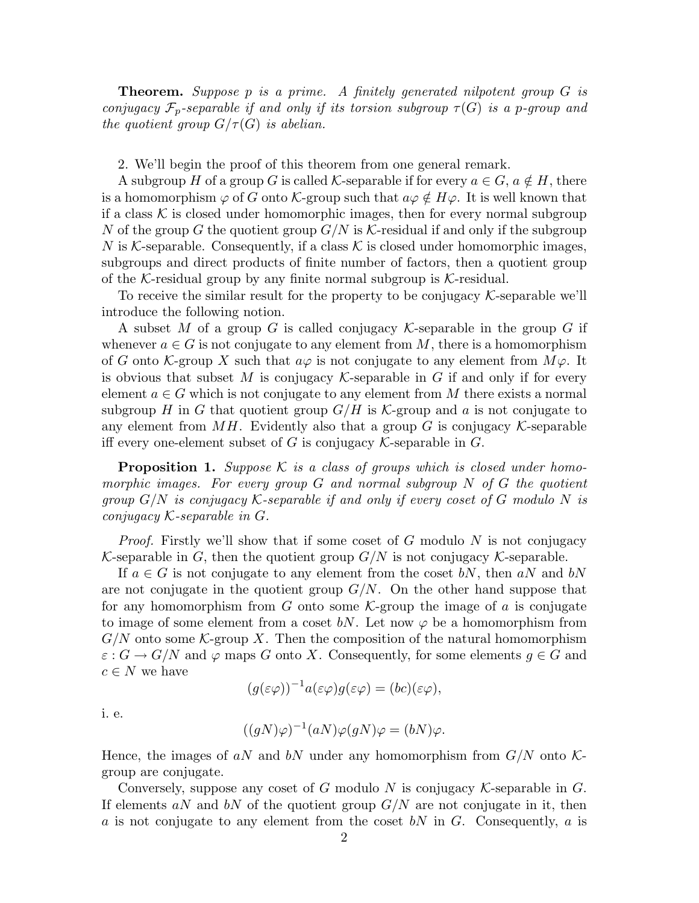**Theorem.** *Suppose $p$ is a prime. A finitely generated nilpotent group $G$ is conjugacy $\mathcal{F}_p$-separable if and only if its torsion subgroup $\tau(G)$ is a $p$-group and the quotient group $G/\tau(G)$ is abelian.*

2. We'll begin the proof of this theorem from one general remark.

A subgroup $H$ of a group $G$ is called $\mathcal{K}$-separable if for every $a \in G$, $a \notin H$, there is a homomorphism $\varphi$ of $G$ onto $\mathcal{K}$-group such that $a\varphi \notin H\varphi$. It is well known that if a class $\mathcal{K}$ is closed under homomorphic images, then for every normal subgroup $N$ of the group $G$ the quotient group $G/N$ is $\mathcal{K}$-residual if and only if the subgroup $N$ is $\mathcal{K}$-separable. Consequently, if a class $\mathcal{K}$ is closed under homomorphic images, subgroups and direct products of finite number of factors, then a quotient group of the $\mathcal{K}$-residual group by any finite normal subgroup is $\mathcal{K}$-residual.

To receive the similar result for the property to be conjugacy $\mathcal{K}$-separable we'll introduce the following notion.

A subset $M$ of a group $G$ is called conjugacy $\mathcal{K}$-separable in the group $G$ if whenever $a \in G$ is not conjugate to any element from $M$, there is a homomorphism of $G$ onto $\mathcal{K}$-group $X$ such that $a\varphi$ is not conjugate to any element from $M\varphi$. It is obvious that subset $M$ is conjugacy $\mathcal{K}$-separable in $G$ if and only if for every element $a \in G$ which is not conjugate to any element from $M$ there exists a normal subgroup $H$ in $G$ that quotient group $G/H$ is $\mathcal{K}$-group and $a$ is not conjugate to any element from $MH$. Evidently also that a group $G$ is conjugacy $\mathcal{K}$-separable iff every one-element subset of $G$ is conjugacy $\mathcal{K}$-separable in $G$.

**Proposition 1.** *Suppose $\mathcal{K}$ is a class of groups which is closed under homomorphic images. For every group $G$ and normal subgroup $N$ of $G$ the quotient group $G/N$ is conjugacy $\mathcal{K}$-separable if and only if every coset of $G$ modulo $N$ is conjugacy $\mathcal{K}$-separable in $G$.*

*Proof.* Firstly we'll show that if some coset of $G$ modulo $N$ is not conjugacy $\mathcal{K}$-separable in $G$, then the quotient group $G/N$ is not conjugacy $\mathcal{K}$-separable.

If $a \in G$ is not conjugate to any element from the coset $bN$, then $aN$ and $bN$ are not conjugate in the quotient group $G/N$. On the other hand suppose that for any homomorphism from $G$ onto some $\mathcal{K}$-group the image of $a$ is conjugate to image of some element from a coset $bN$. Let now $\varphi$ be a homomorphism from $G/N$ onto some $\mathcal{K}$-group $X$. Then the composition of the natural homomorphism $\varepsilon : G \to G/N$ and $\varphi$ maps $G$ onto $X$. Consequently, for some elements $g \in G$ and $c \in N$ we have

$$(g(\varepsilon\varphi))^{-1}a(\varepsilon\varphi)g(\varepsilon\varphi) = (bc)(\varepsilon\varphi),$$

i. e.

$$((gN)\varphi)^{-1}(aN)\varphi(gN)\varphi = (bN)\varphi.$$

Hence, the images of $aN$ and $bN$ under any homomorphism from $G/N$ onto $\mathcal{K}$-group are conjugate.

Conversely, suppose any coset of $G$ modulo $N$ is conjugacy $\mathcal{K}$-separable in $G$. If elements $aN$ and $bN$ of the quotient group $G/N$ are not conjugate in it, then $a$ is not conjugate to any element from the coset $bN$ in $G$. Consequently, $a$ is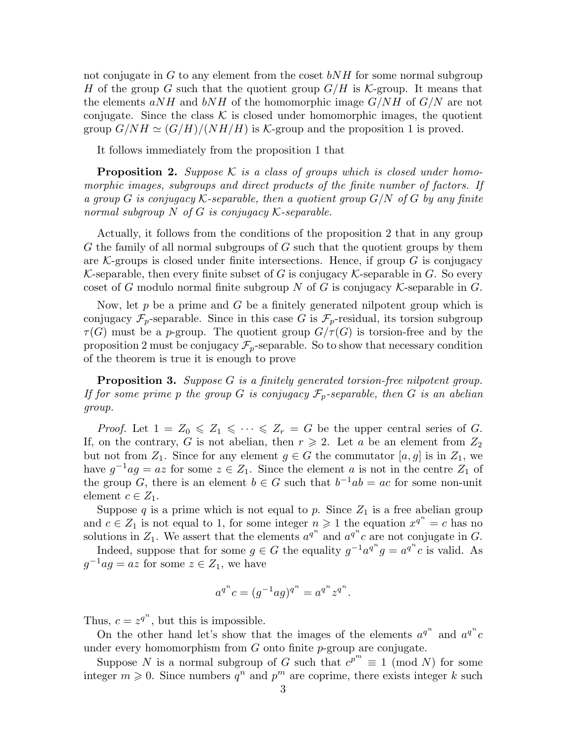not conjugate in $G$ to any element from the coset $bNH$ for some normal subgroup $H$ of the group $G$ such that the quotient group $G/H$ is $\mathcal{K}$-group. It means that the elements $aNH$ and $bNH$ of the homomorphic image $G/NH$ of $G/N$ are not conjugate. Since the class $\mathcal{K}$ is closed under homomorphic images, the quotient group $G/NH \simeq (G/H)/(NH/H)$ is $\mathcal{K}$-group and the proposition 1 is proved.

It follows immediately from the proposition 1 that

**Proposition 2.** *Suppose $\mathcal{K}$ is a class of groups which is closed under homomorphic images, subgroups and direct products of the finite number of factors. If a group $G$ is conjugacy $\mathcal{K}$-separable, then a quotient group $G/N$ of $G$ by any finite normal subgroup $N$ of $G$ is conjugacy $\mathcal{K}$-separable.*

Actually, it follows from the conditions of the proposition 2 that in any group $G$ the family of all normal subgroups of $G$ such that the quotient groups by them are $\mathcal{K}$-groups is closed under finite intersections. Hence, if group $G$ is conjugacy $\mathcal{K}$-separable, then every finite subset of $G$ is conjugacy $\mathcal{K}$-separable in $G$. So every coset of $G$ modulo normal finite subgroup $N$ of $G$ is conjugacy $\mathcal{K}$-separable in $G$.

Now, let $p$ be a prime and $G$ be a finitely generated nilpotent group which is conjugacy $\mathcal{F}_p$-separable. Since in this case $G$ is $\mathcal{F}_p$-residual, its torsion subgroup $\tau(G)$ must be a $p$-group. The quotient group $G/\tau(G)$ is torsion-free and by the proposition 2 must be conjugacy $\mathcal{F}_p$-separable. So to show that necessary condition of the theorem is true it is enough to prove

**Proposition 3.** *Suppose $G$ is a finitely generated torsion-free nilpotent group. If for some prime $p$ the group $G$ is conjugacy $\mathcal{F}_p$-separable, then $G$ is an abelian group.*

*Proof.* Let $1 = Z_0 \leqslant Z_1 \leqslant \cdots \leqslant Z_r = G$ be the upper central series of $G$. If, on the contrary, $G$ is not abelian, then $r \geqslant 2$. Let $a$ be an element from $Z_2$ but not from $Z_1$. Since for any element $g \in G$ the commutator $[a, g]$ is in $Z_1$, we have $g^{-1}ag = az$ for some $z \in Z_1$. Since the element $a$ is not in the centre $Z_1$ of the group $G$, there is an element $b \in G$ such that $b^{-1}ab = ac$ for some non-unit element $c \in Z_1$.

Suppose $q$ is a prime which is not equal to $p$. Since $Z_1$ is a free abelian group and $c \in Z_1$ is not equal to 1, for some integer $n \geqslant 1$ the equation $x^{q^n} = c$ has no solutions in $Z_1$. We assert that the elements $a^{q^n}$ and $a^{q^n}c$ are not conjugate in $G$.

Indeed, suppose that for some $g \in G$ the equality $g^{-1}a^{q^n}g = a^{q^n}c$ is valid. As $g^{-1}ag = az$ for some $z \in Z_1$, we have

$$a^{q^n}c = (g^{-1}ag)^{q^n} = a^{q^n}z^{q^n}.$$

Thus, $c = z^{q^n}$, but this is impossible.

On the other hand let's show that the images of the elements $a^{q^n}$ and $a^{q^n}c$ under every homomorphism from $G$ onto finite $p$-group are conjugate.

Suppose $N$ is a normal subgroup of $G$ such that $c^{p^m} \equiv 1 \pmod{N}$ for some integer $m \geqslant 0$. Since numbers $q^n$ and $p^m$ are coprime, there exists integer $k$ such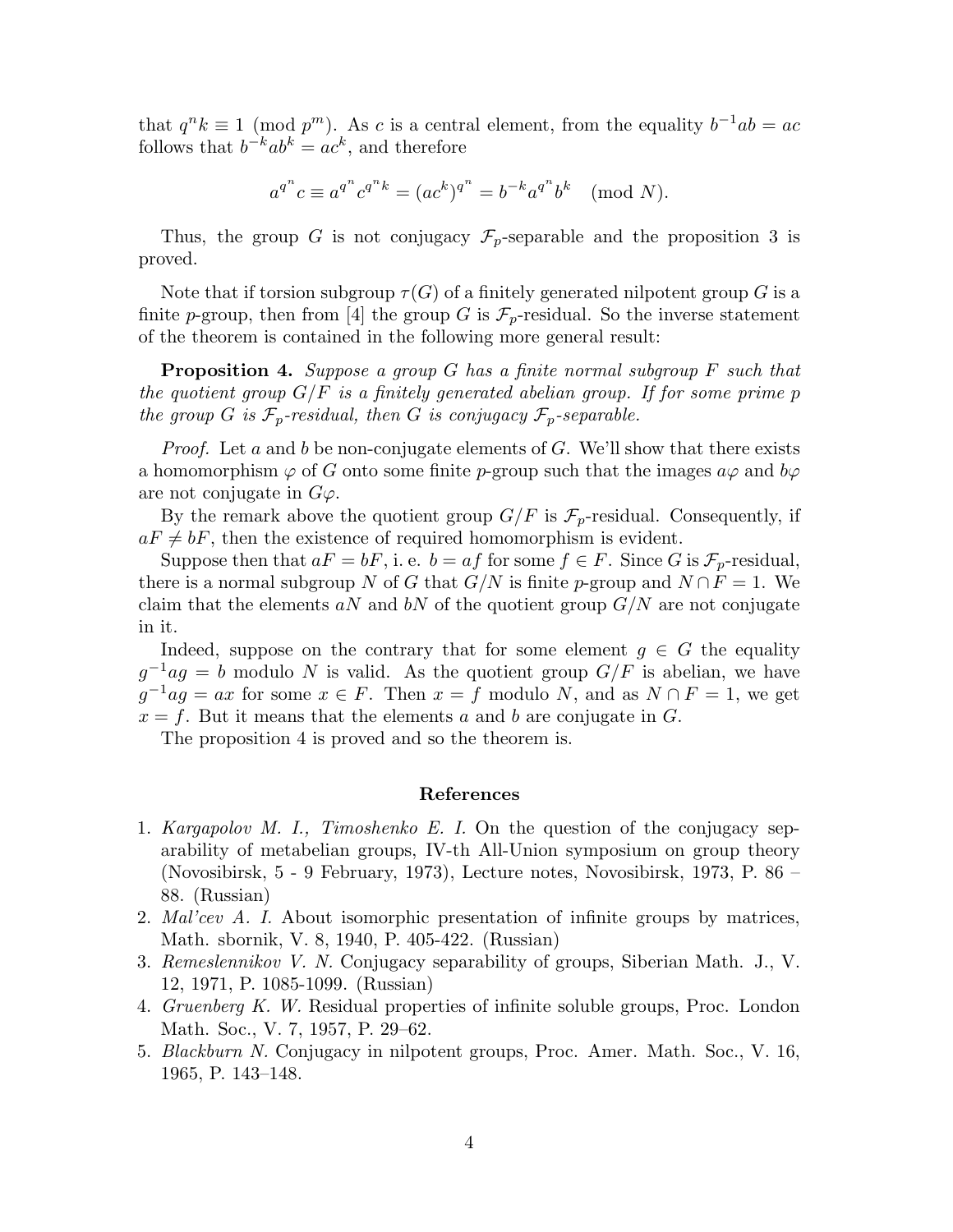that $q^n k \equiv 1 \pmod{p^m}$. As $c$ is a central element, from the equality $b^{-1}ab = ac$ follows that $b^{-k}ab^k = ac^k$, and therefore

$$a^{q^n} c \equiv a^{q^n} c^{q^n k} = (ac^k)^{q^n} = b^{-k} a^{q^n} b^k \pmod{N}.$$

Thus, the group $G$ is not conjugacy $\mathcal{F}_p$-separable and the proposition 3 is proved.

Note that if torsion subgroup $\tau(G)$ of a finitely generated nilpotent group $G$ is a finite $p$-group, then from [4] the group $G$ is $\mathcal{F}_p$-residual. So the inverse statement of the theorem is contained in the following more general result:

**Proposition 4.** *Suppose a group $G$ has a finite normal subgroup $F$ such that the quotient group $G/F$ is a finitely generated abelian group. If for some prime $p$ the group $G$ is $\mathcal{F}_p$-residual, then $G$ is conjugacy $\mathcal{F}_p$-separable.*

*Proof.* Let $a$ and $b$ be non-conjugate elements of $G$. We'll show that there exists a homomorphism $\varphi$ of $G$ onto some finite $p$-group such that the images $a\varphi$ and $b\varphi$ are not conjugate in $G\varphi$.

By the remark above the quotient group $G/F$ is $\mathcal{F}_p$-residual. Consequently, if $aF \neq bF$, then the existence of required homomorphism is evident.

Suppose then that $aF = bF$, i. e. $b = af$ for some $f \in F$. Since $G$ is $\mathcal{F}_p$-residual, there is a normal subgroup $N$ of $G$ that $G/N$ is finite $p$-group and $N \cap F = 1$. We claim that the elements $aN$ and $bN$ of the quotient group $G/N$ are not conjugate in it.

Indeed, suppose on the contrary that for some element $g \in G$ the equality $g^{-1}ag = b$ modulo $N$ is valid. As the quotient group $G/F$ is abelian, we have $g^{-1}ag = ax$ for some $x \in F$. Then $x = f$ modulo $N$, and as $N \cap F = 1$, we get $x = f$. But it means that the elements $a$ and $b$ are conjugate in $G$.

The proposition 4 is proved and so the theorem is.

## References

1. *Kargapolov M. I., Timoshenko E. I.* On the question of the conjugacy separability of metabelian groups, IV-th All-Union symposium on group theory (Novosibirsk, 5 - 9 February, 1973), Lecture notes, Novosibirsk, 1973, P. 86 – 88. (Russian)
2. *Mal'cev A. I.* About isomorphic presentation of infinite groups by matrices, Math. sbornik, V. 8, 1940, P. 405-422. (Russian)
3. *Remeslennikov V. N.* Conjugacy separability of groups, Siberian Math. J., V. 12, 1971, P. 1085-1099. (Russian)
4. *Gruenberg K. W.* Residual properties of infinite soluble groups, Proc. London Math. Soc., V. 7, 1957, P. 29–62.
5. *Blackburn N.* Conjugacy in nilpotent groups, Proc. Amer. Math. Soc., V. 16, 1965, P. 143–148.